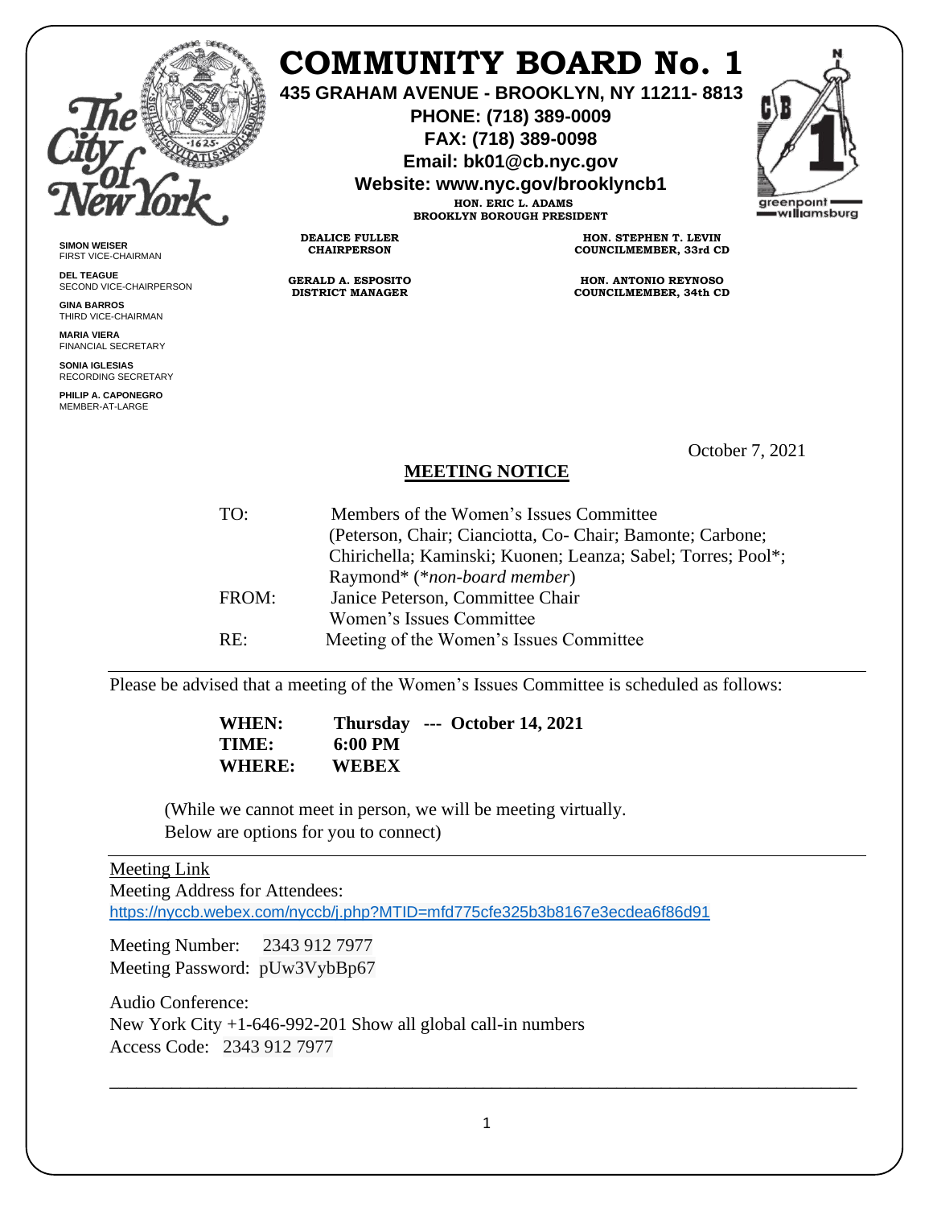# COMMUNITY BOARD No. 1

**435 GRAHAM AVENUE - BROOKLYN, NY 11211- 8813**
**PHONE: (718) 389-0009**
**FAX: (718) 389-0098**
**Email: bk01@cb.nyc.gov**
**Website: www.nyc.gov/brooklyncb1**

**HON. ERIC L. ADAMS**
**BROOKLYN BOROUGH PRESIDENT**

**DEALICE FULLER**
**CHAIRPERSON**

**HON. STEPHEN T. LEVIN**
**COUNCILMEMBER, 33rd CD**

**GERALD A. ESPOSITO**
**DISTRICT MANAGER**

**HON. ANTONIO REYNOSO**
**COUNCILMEMBER, 34th CD**

**SIMON WEISER**
FIRST VICE-CHAIRMAN

**DEL TEAGUE**
SECOND VICE-CHAIRPERSON

**GINA BARROS**
THIRD VICE-CHAIRMAN

**MARIA VIERA**
FINANCIAL SECRETARY

**SONIA IGLESIAS**
RECORDING SECRETARY

**PHILIP A. CAPONEGRO**
MEMBER-AT-LARGE

October 7, 2021

## MEETING NOTICE

TO: Members of the Women's Issues Committee
(Peterson, Chair; Cianciotta, Co- Chair; Bamonte; Carbone; Chirichella; Kaminski; Kuonen; Leanza; Sabel; Torres; Pool*; Raymond* (*non-board member*)

FROM: Janice Peterson, Committee Chair
Women's Issues Committee

RE: Meeting of the Women's Issues Committee

---

Please be advised that a meeting of the Women's Issues Committee is scheduled as follows:

**WHEN:** **Thursday --- October 14, 2021**
**TIME:** **6:00 PM**
**WHERE:** **WEBEX**

(While we cannot meet in person, we will be meeting virtually.
Below are options for you to connect)

---

Meeting Link
Meeting Address for Attendees:
https://nyccb.webex.com/nyccb/j.php?MTID=mfd775cfe325b3b8167e3ecdea6f86d91

Meeting Number: 2343 912 7977
Meeting Password: pUw3VybBp67

Audio Conference:
New York City +1-646-992-201 Show all global call-in numbers
Access Code: 2343 912 7977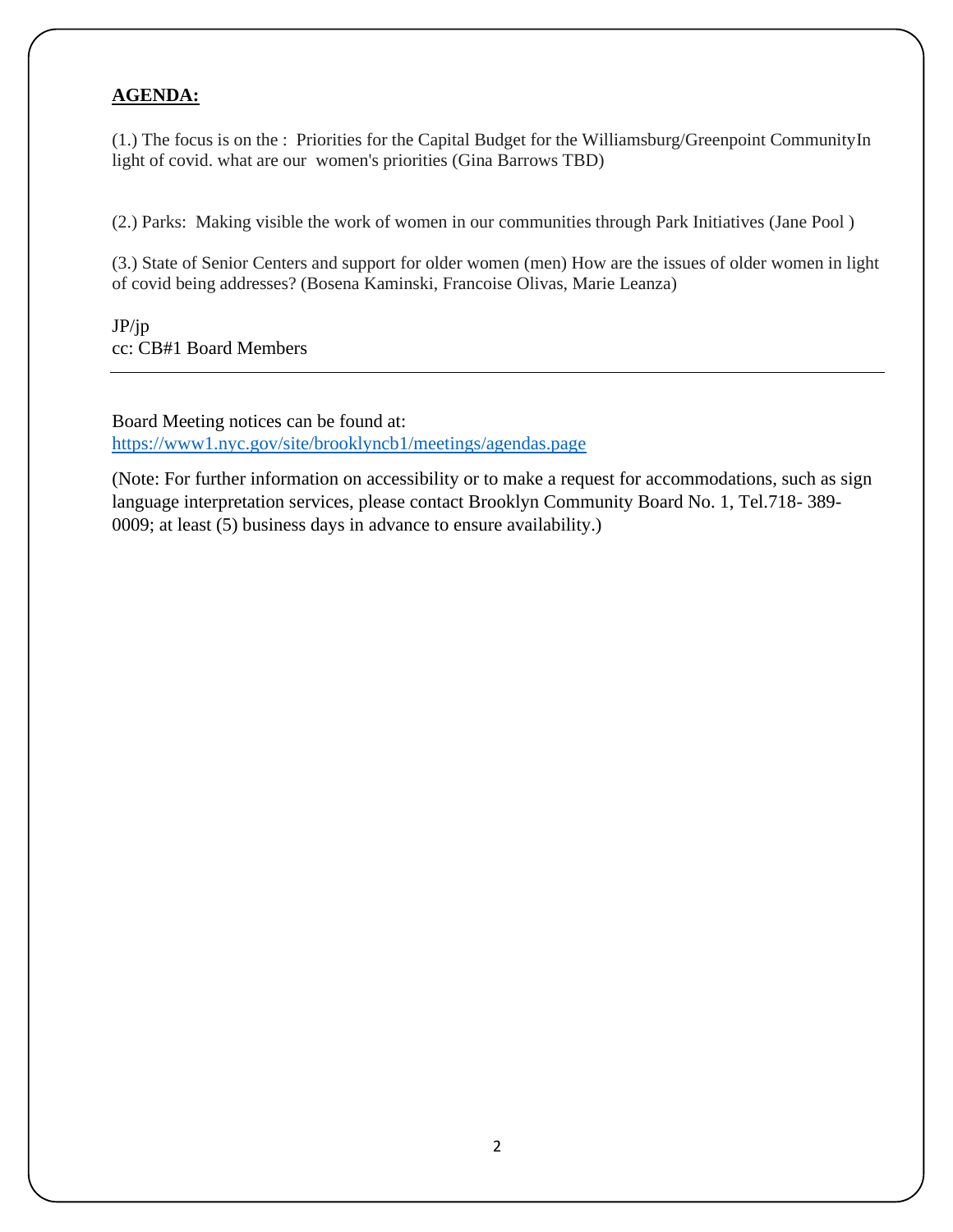**AGENDA:**

(1.) The focus is on the : Priorities for the Capital Budget for the Williamsburg/Greenpoint CommunityIn light of covid. what are our women's priorities (Gina Barrows TBD)

(2.) Parks: Making visible the work of women in our communities through Park Initiatives (Jane Pool )

(3.) State of Senior Centers and support for older women (men) How are the issues of older women in light of covid being addresses? (Bosena Kaminski, Francoise Olivas, Marie Leanza)

JP/jp
cc: CB#1 Board Members

---

Board Meeting notices can be found at:
https://www1.nyc.gov/site/brooklyncb1/meetings/agendas.page

(Note: For further information on accessibility or to make a request for accommodations, such as sign language interpretation services, please contact Brooklyn Community Board No. 1, Tel.718- 389-0009; at least (5) business days in advance to ensure availability.)